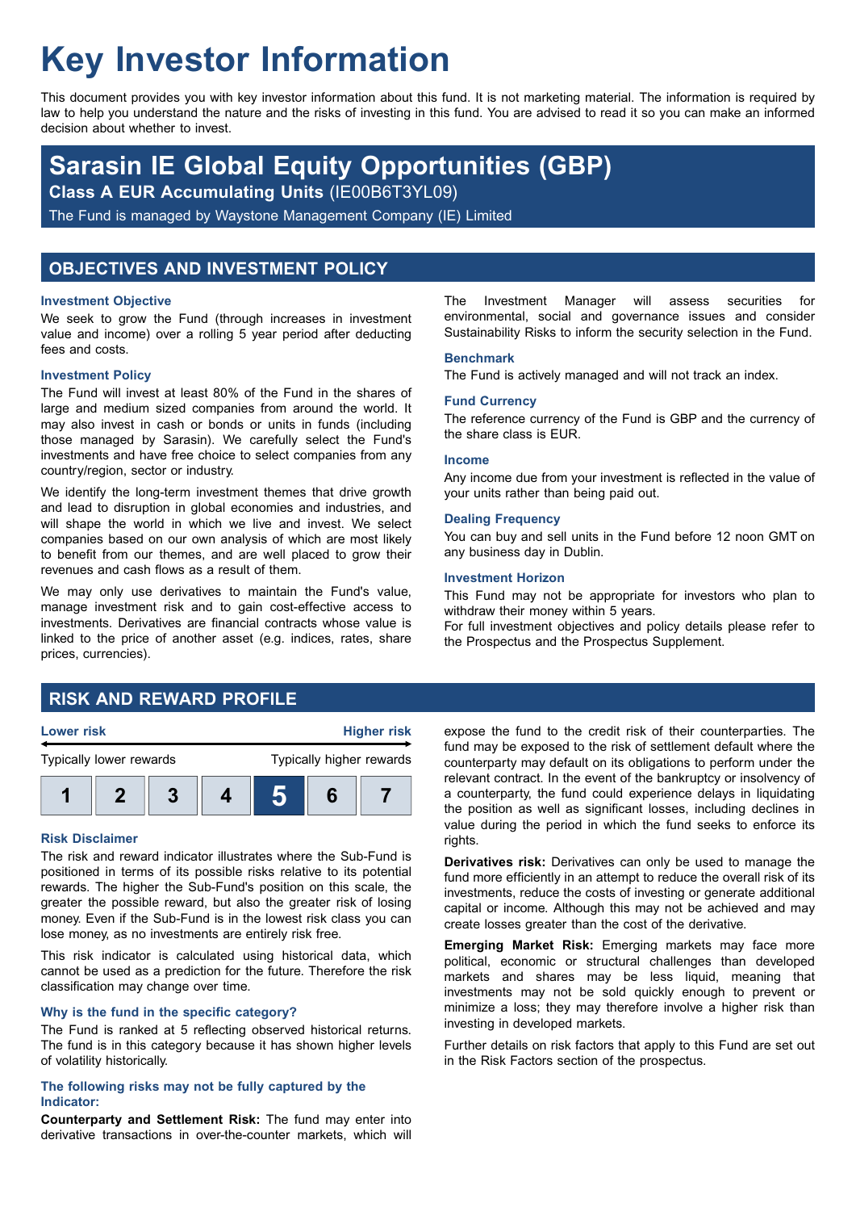# Key Investor Information

This document provides you with key investor information about this fund. It is not marketing material. The information is required by law to help you understand the nature and the risks of investing in this fund. You are advised to read it so you can make an informed decision about whether to invest.

## Sarasin IE Global Equity Opportunities (GBP)

**Class A EUR Accumulating Units** (IE00B6T3YL09)

The Fund is managed by Waystone Management Company (IE) Limited

## OBJECTIVES AND INVESTMENT POLICY

### Investment Objective

We seek to grow the Fund (through increases in investment value and income) over a rolling 5 year period after deducting fees and costs.

### Investment Policy

The Fund will invest at least 80% of the Fund in the shares of large and medium sized companies from around the world. It may also invest in cash or bonds or units in funds (including those managed by Sarasin). We carefully select the Fund's investments and have free choice to select companies from any country/region, sector or industry.

We identify the long-term investment themes that drive growth and lead to disruption in global economies and industries, and will shape the world in which we live and invest. We select companies based on our own analysis of which are most likely to benefit from our themes, and are well placed to grow their revenues and cash flows as a result of them.

We may only use derivatives to maintain the Fund's value, manage investment risk and to gain cost-effective access to investments. Derivatives are financial contracts whose value is linked to the price of another asset (e.g. indices, rates, share prices, currencies).

The Investment Manager will assess securities for environmental, social and governance issues and consider Sustainability Risks to inform the security selection in the Fund.

### Benchmark

The Fund is actively managed and will not track an index.

### Fund Currency

The reference currency of the Fund is GBP and the currency of the share class is EUR.

### Income

Any income due from your investment is reflected in the value of your units rather than being paid out.

### Dealing Frequency

You can buy and sell units in the Fund before 12 noon GMT on any business day in Dublin.

### Investment Horizon

This Fund may not be appropriate for investors who plan to withdraw their money within 5 years.

For full investment objectives and policy details please refer to the Prospectus and the Prospectus Supplement.

## RISK AND REWARD PROFILE

| Lower risk | | | | | | Higher risk |
|---|---|---|---|---|---|---|
| Typically lower rewards | | | | | | Typically higher rewards |
| 1 | 2 | 3 | 4 | **5** | 6 | 7 |

### Risk Disclaimer

The risk and reward indicator illustrates where the Sub-Fund is positioned in terms of its possible risks relative to its potential rewards. The higher the Sub-Fund's position on this scale, the greater the possible reward, but also the greater risk of losing money. Even if the Sub-Fund is in the lowest risk class you can lose money, as no investments are entirely risk free.

This risk indicator is calculated using historical data, which cannot be used as a prediction for the future. Therefore the risk classification may change over time.

### Why is the fund in the specific category?

The Fund is ranked at 5 reflecting observed historical returns. The fund is in this category because it has shown higher levels of volatility historically.

### The following risks may not be fully captured by the Indicator:

**Counterparty and Settlement Risk:** The fund may enter into derivative transactions in over-the-counter markets, which will expose the fund to the credit risk of their counterparties. The fund may be exposed to the risk of settlement default where the counterparty may default on its obligations to perform under the relevant contract. In the event of the bankruptcy or insolvency of a counterparty, the fund could experience delays in liquidating the position as well as significant losses, including declines in value during the period in which the fund seeks to enforce its rights.

**Derivatives risk:** Derivatives can only be used to manage the fund more efficiently in an attempt to reduce the overall risk of its investments, reduce the costs of investing or generate additional capital or income. Although this may not be achieved and may create losses greater than the cost of the derivative.

**Emerging Market Risk:** Emerging markets may face more political, economic or structural challenges than developed markets and shares may be less liquid, meaning that investments may not be sold quickly enough to prevent or minimize a loss; they may therefore involve a higher risk than investing in developed markets.

Further details on risk factors that apply to this Fund are set out in the Risk Factors section of the prospectus.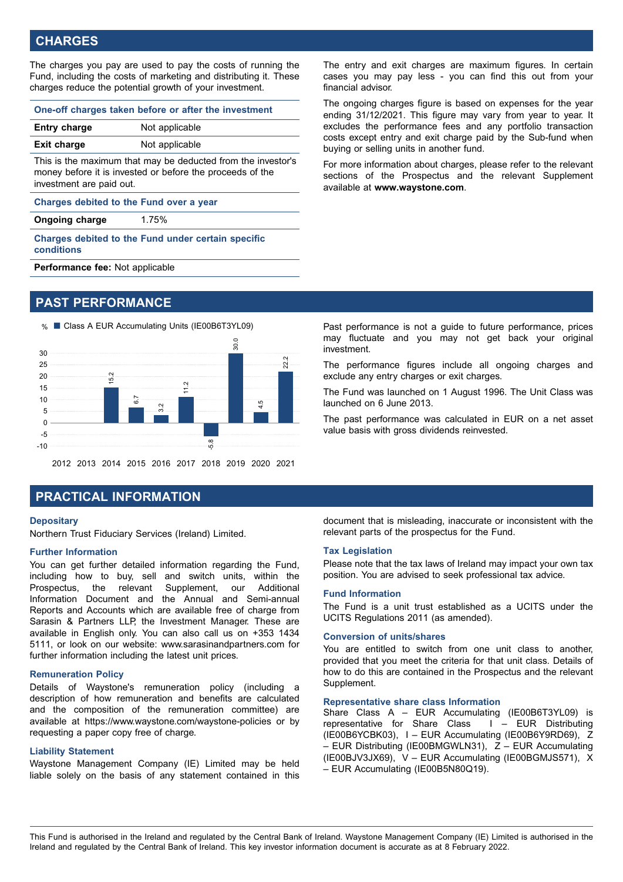## CHARGES

The charges you pay are used to pay the costs of running the Fund, including the costs of marketing and distributing it. These charges reduce the potential growth of your investment.

| One-off charges taken before or after the investment | |
|---|---|
| **Entry charge** | Not applicable |
| **Exit charge** | Not applicable |
| This is the maximum that may be deducted from the investor's money before it is invested or before the proceeds of the investment are paid out. | |
| **Charges debited to the Fund over a year** | |
| **Ongoing charge** | 1.75% |
| **Charges debited to the Fund under certain specific conditions** | |
| **Performance fee:** Not applicable | |

The entry and exit charges are maximum figures. In certain cases you may pay less - you can find this out from your financial advisor.

The ongoing charges figure is based on expenses for the year ending 31/12/2021. This figure may vary from year to year. It excludes the performance fees and any portfolio transaction costs except entry and exit charge paid by the Sub-fund when buying or selling units in another fund.

For more information about charges, please refer to the relevant sections of the Prospectus and the relevant Supplement available at **www.waystone.com**.

## PAST PERFORMANCE

% Class A EUR Accumulating Units (IE00B6T3YL09)

30
25
20
15
10
5
0
-5
-10

15.2
6.7
3.2
11.2
-5.8
30.0
4.5
22.2

2012 2013 2014 2015 2016 2017 2018 2019 2020 2021

Past performance is not a guide to future performance, prices may fluctuate and you may not get back your original investment.

The performance figures include all ongoing charges and exclude any entry charges or exit charges.

The Fund was launched on 1 August 1996. The Unit Class was launched on 6 June 2013.

The past performance was calculated in EUR on a net asset value basis with gross dividends reinvested.

## PRACTICAL INFORMATION

### Depositary

Northern Trust Fiduciary Services (Ireland) Limited.

### Further Information

You can get further detailed information regarding the Fund, including how to buy, sell and switch units, within the Prospectus, the relevant Supplement, our Additional Information Document and the Annual and Semi-annual Reports and Accounts which are available free of charge from Sarasin & Partners LLP, the Investment Manager. These are available in English only. You can also call us on +353 1434 5111, or look on our website: www.sarasinandpartners.com for further information including the latest unit prices.

### Remuneration Policy

Details of Waystone's remuneration policy (including a description of how remuneration and benefits are calculated and the composition of the remuneration committee) are available at https://www.waystone.com/waystone-policies or by requesting a paper copy free of charge.

### Liability Statement

Waystone Management Company (IE) Limited may be held liable solely on the basis of any statement contained in this document that is misleading, inaccurate or inconsistent with the relevant parts of the prospectus for the Fund.

### Tax Legislation

Please note that the tax laws of Ireland may impact your own tax position. You are advised to seek professional tax advice.

### Fund Information

The Fund is a unit trust established as a UCITS under the UCITS Regulations 2011 (as amended).

### Conversion of units/shares

You are entitled to switch from one unit class to another, provided that you meet the criteria for that unit class. Details of how to do this are contained in the Prospectus and the relevant Supplement.

### Representative share class Information

Share Class A – EUR Accumulating (IE00B6T3YL09) is representative for Share Class I – EUR Distributing (IE00B6YCBK03), I – EUR Accumulating (IE00B6Y9RD69), Z – EUR Distributing (IE00BMGWLN31), Z – EUR Accumulating (IE00BJV3JX69), V – EUR Accumulating (IE00BGMJS571), X – EUR Accumulating (IE00B5N80Q19).

This Fund is authorised in the Ireland and regulated by the Central Bank of Ireland. Waystone Management Company (IE) Limited is authorised in the Ireland and regulated by the Central Bank of Ireland. This key investor information document is accurate as at 8 February 2022.